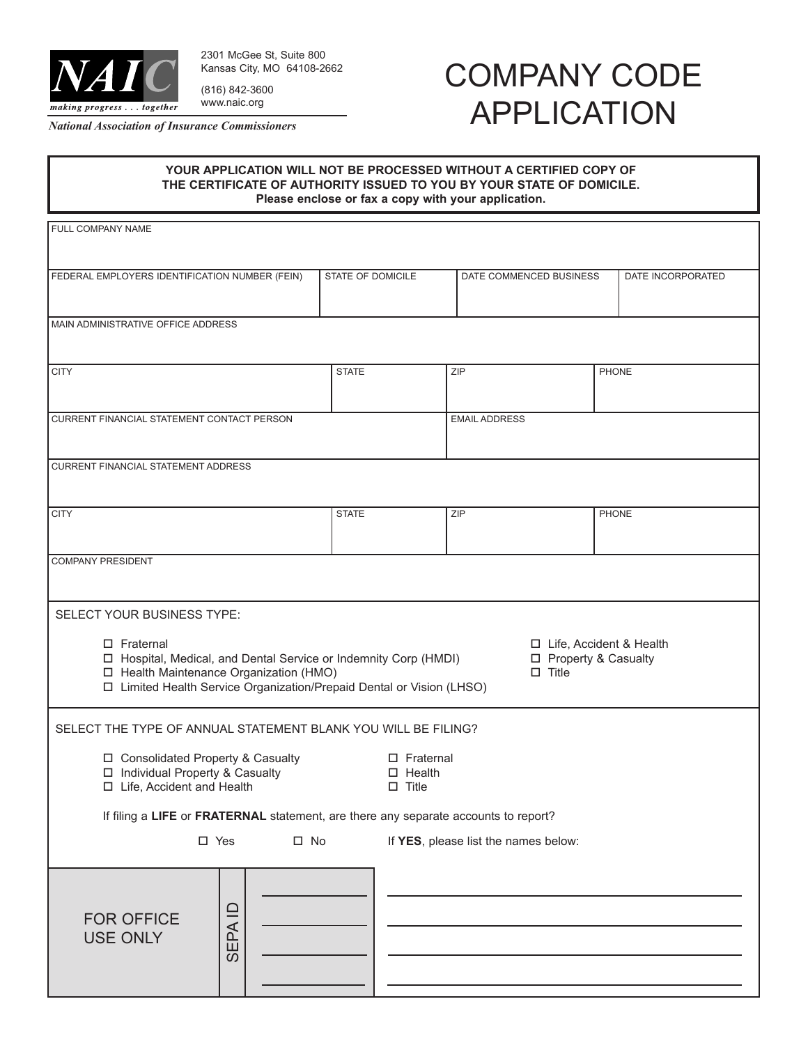**NAIC**
*making progress . . . together*

2301 McGee St, Suite 800
Kansas City, MO 64108-2662

(816) 842-3600
www.naic.org

*National Association of Insurance Commissioners*

# COMPANY CODE APPLICATION

**YOUR APPLICATION WILL NOT BE PROCESSED WITHOUT A CERTIFIED COPY OF THE CERTIFICATE OF AUTHORITY ISSUED TO YOU BY YOUR STATE OF DOMICILE.**
**Please enclose or fax a copy with your application.**

| FULL COMPANY NAME | | | |
|---|---|---|---|
| | | | |

| FEDERAL EMPLOYERS IDENTIFICATION NUMBER (FEIN) | STATE OF DOMICILE | DATE COMMENCED BUSINESS | DATE INCORPORATED |
|---|---|---|---|
| | | | |

| MAIN ADMINISTRATIVE OFFICE ADDRESS |
|---|
| |

| CITY | STATE | ZIP | PHONE |
|---|---|---|---|
| | | | |

| CURRENT FINANCIAL STATEMENT CONTACT PERSON | EMAIL ADDRESS |
|---|---|
| | |

| CURRENT FINANCIAL STATEMENT ADDRESS |
|---|
| |

| CITY | STATE | ZIP | PHONE |
|---|---|---|---|
| | | | |

| COMPANY PRESIDENT |
|---|
| |

SELECT YOUR BUSINESS TYPE:

- ☐ Fraternal
- ☐ Hospital, Medical, and Dental Service or Indemnity Corp (HMDI)
- ☐ Health Maintenance Organization (HMO)
- ☐ Limited Health Service Organization/Prepaid Dental or Vision (LHSO)
- ☐ Life, Accident & Health
- ☐ Property & Casualty
- ☐ Title

SELECT THE TYPE OF ANNUAL STATEMENT BLANK YOU WILL BE FILING?

- ☐ Consolidated Property & Casualty
- ☐ Individual Property & Casualty
- ☐ Life, Accident and Health
- ☐ Fraternal
- ☐ Health
- ☐ Title

If filing a **LIFE** or **FRATERNAL** statement, are there any separate accounts to report?

☐ Yes ☐ No If **YES**, please list the names below:

FOR OFFICE USE ONLY

SEPA ID

________________________

________________________

________________________

________________________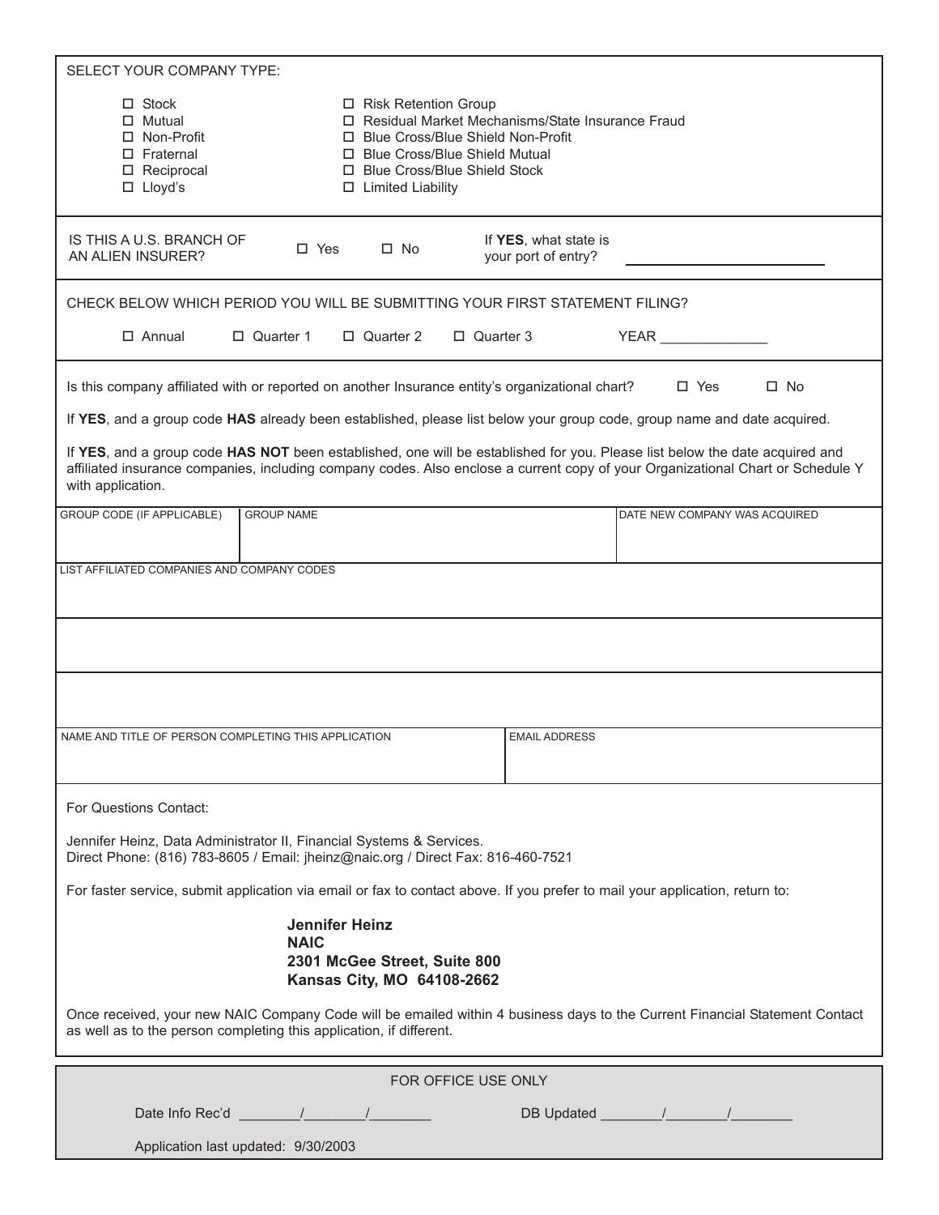SELECT YOUR COMPANY TYPE:

- ☐ Stock
- ☐ Mutual
- ☐ Non-Profit
- ☐ Fraternal
- ☐ Reciprocal
- ☐ Lloyd's
- ☐ Risk Retention Group
- ☐ Residual Market Mechanisms/State Insurance Fraud
- ☐ Blue Cross/Blue Shield Non-Profit
- ☐ Blue Cross/Blue Shield Mutual
- ☐ Blue Cross/Blue Shield Stock
- ☐ Limited Liability

IS THIS A U.S. BRANCH OF AN ALIEN INSURER? ☐ Yes ☐ No If **YES**, what state is your port of entry? ________________________

CHECK BELOW WHICH PERIOD YOU WILL BE SUBMITTING YOUR FIRST STATEMENT FILING?

☐ Annual ☐ Quarter 1 ☐ Quarter 2 ☐ Quarter 3 YEAR ______________

Is this company affiliated with or reported on another Insurance entity's organizational chart? ☐ Yes ☐ No

If **YES**, and a group code **HAS** already been established, please list below your group code, group name and date acquired.

If **YES**, and a group code **HAS NOT** been established, one will be established for you. Please list below the date acquired and affiliated insurance companies, including company codes. Also enclose a current copy of your Organizational Chart or Schedule Y with application.

| GROUP CODE (IF APPLICABLE) | GROUP NAME | DATE NEW COMPANY WAS ACQUIRED |
|---|---|---|
| | | |

LIST AFFILIATED COMPANIES AND COMPANY CODES

| NAME AND TITLE OF PERSON COMPLETING THIS APPLICATION | EMAIL ADDRESS |
|---|---|
| | |

For Questions Contact:

Jennifer Heinz, Data Administrator II, Financial Systems & Services.
Direct Phone: (816) 783-8605 / Email: jheinz@naic.org / Direct Fax: 816-460-7521

For faster service, submit application via email or fax to contact above. If you prefer to mail your application, return to:

**Jennifer Heinz**
**NAIC**
**2301 McGee Street, Suite 800**
**Kansas City, MO 64108-2662**

Once received, your new NAIC Company Code will be emailed within 4 business days to the Current Financial Statement Contact as well as to the person completing this application, if different.

FOR OFFICE USE ONLY

Date Info Rec'd ________/________/________ DB Updated ________/________/________

Application last updated: 9/30/2003